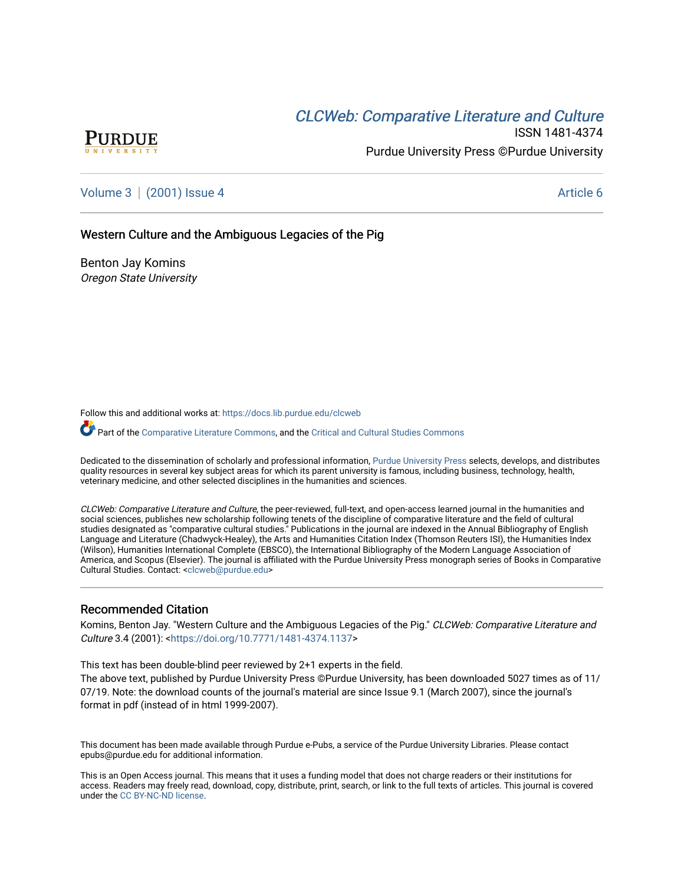CLCWeb: Comparative Literature and Culture

ISSN 1481-4374

Purdue University Press ©Purdue University

Volume 3 | (2001) Issue 4 Article 6

# Western Culture and the Ambiguous Legacies of the Pig

Benton Jay Komins

*Oregon State University*

Follow this and additional works at: https://docs.lib.purdue.edu/clcweb

Part of the Comparative Literature Commons, and the Critical and Cultural Studies Commons

Dedicated to the dissemination of scholarly and professional information, Purdue University Press selects, develops, and distributes quality resources in several key subject areas for which its parent university is famous, including business, technology, health, veterinary medicine, and other selected disciplines in the humanities and sciences.

*CLCWeb: Comparative Literature and Culture*, the peer-reviewed, full-text, and open-access learned journal in the humanities and social sciences, publishes new scholarship following tenets of the discipline of comparative literature and the field of cultural studies designated as "comparative cultural studies." Publications in the journal are indexed in the Annual Bibliography of English Language and Literature (Chadwyck-Healey), the Arts and Humanities Citation Index (Thomson Reuters ISI), the Humanities Index (Wilson), Humanities International Complete (EBSCO), the International Bibliography of the Modern Language Association of America, and Scopus (Elsevier). The journal is affiliated with the Purdue University Press monograph series of Books in Comparative Cultural Studies. Contact: <clcweb@purdue.edu>

## Recommended Citation

Komins, Benton Jay. "Western Culture and the Ambiguous Legacies of the Pig." *CLCWeb: Comparative Literature and Culture* 3.4 (2001): <https://doi.org/10.7771/1481-4374.1137>

This text has been double-blind peer reviewed by 2+1 experts in the field.

The above text, published by Purdue University Press ©Purdue University, has been downloaded 5027 times as of 11/07/19. Note: the download counts of the journal's material are since Issue 9.1 (March 2007), since the journal's format in pdf (instead of in html 1999-2007).

This document has been made available through Purdue e-Pubs, a service of the Purdue University Libraries. Please contact epubs@purdue.edu for additional information.

This is an Open Access journal. This means that it uses a funding model that does not charge readers or their institutions for access. Readers may freely read, download, copy, distribute, print, search, or link to the full texts of articles. This journal is covered under the CC BY-NC-ND license.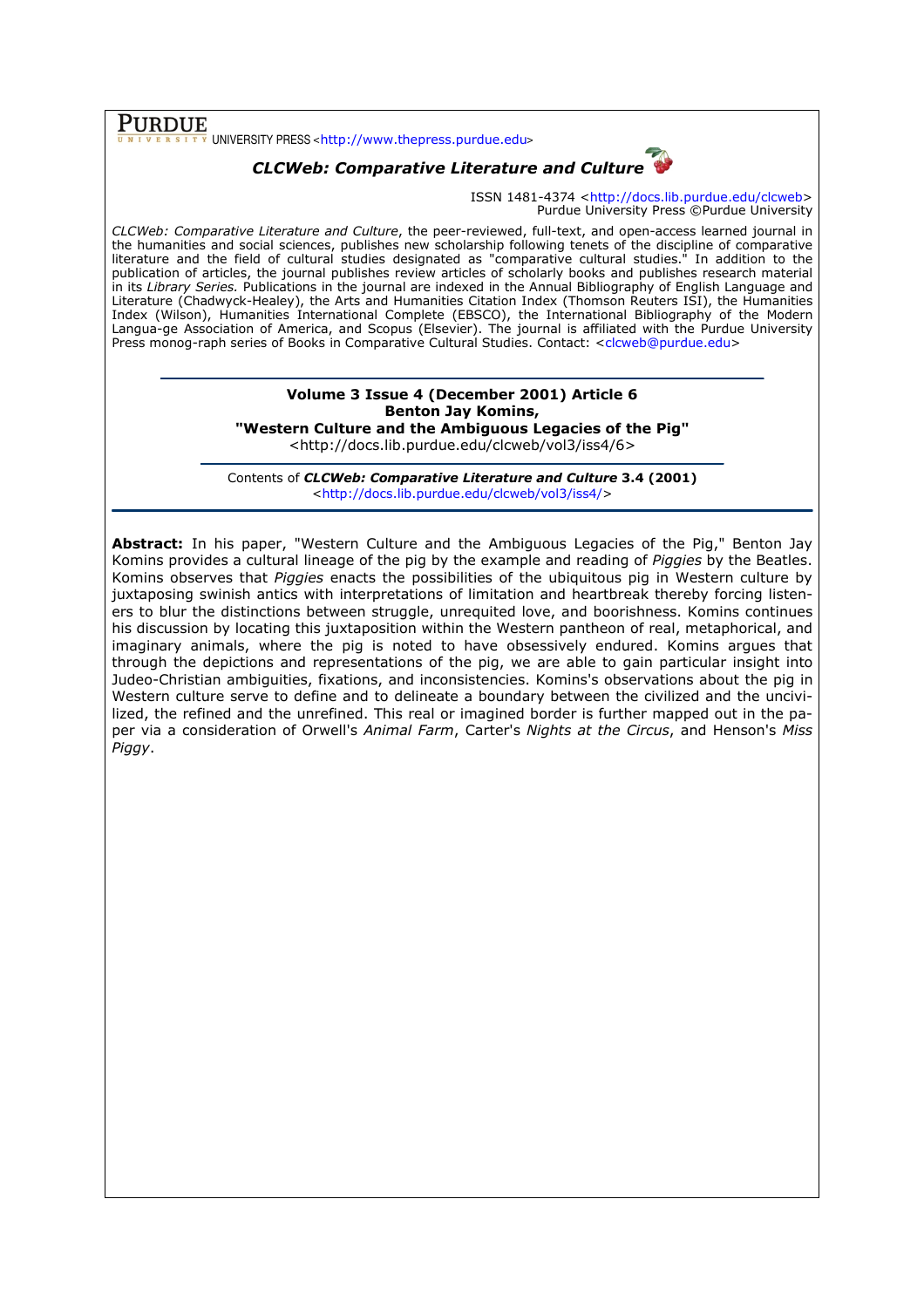PURDUE UNIVERSITY PRESS <http://www.thepress.purdue.edu>

***CLCWeb: Comparative Literature and Culture***

ISSN 1481-4374 <http://docs.lib.purdue.edu/clcweb>
Purdue University Press ©Purdue University

*CLCWeb: Comparative Literature and Culture*, the peer-reviewed, full-text, and open-access learned journal in the humanities and social sciences, publishes new scholarship following tenets of the discipline of comparative literature and the field of cultural studies designated as "comparative cultural studies." In addition to the publication of articles, the journal publishes review articles of scholarly books and publishes research material in its *Library Series.* Publications in the journal are indexed in the Annual Bibliography of English Language and Literature (Chadwyck-Healey), the Arts and Humanities Citation Index (Thomson Reuters ISI), the Humanities Index (Wilson), Humanities International Complete (EBSCO), the International Bibliography of the Modern Langua-ge Association of America, and Scopus (Elsevier). The journal is affiliated with the Purdue University Press monog-raph series of Books in Comparative Cultural Studies. Contact: <clcweb@purdue.edu>

**Volume 3 Issue 4 (December 2001) Article 6**
**Benton Jay Komins,**
**"Western Culture and the Ambiguous Legacies of the Pig"**
<http://docs.lib.purdue.edu/clcweb/vol3/iss4/6>

Contents of ***CLCWeb: Comparative Literature and Culture* 3.4 (2001)**
<http://docs.lib.purdue.edu/clcweb/vol3/iss4/>

**Abstract:** In his paper, "Western Culture and the Ambiguous Legacies of the Pig," Benton Jay Komins provides a cultural lineage of the pig by the example and reading of *Piggies* by the Beatles. Komins observes that *Piggies* enacts the possibilities of the ubiquitous pig in Western culture by juxtaposing swinish antics with interpretations of limitation and heartbreak thereby forcing listeners to blur the distinctions between struggle, unrequited love, and boorishness. Komins continues his discussion by locating this juxtaposition within the Western pantheon of real, metaphorical, and imaginary animals, where the pig is noted to have obsessively endured. Komins argues that through the depictions and representations of the pig, we are able to gain particular insight into Judeo-Christian ambiguities, fixations, and inconsistencies. Komins's observations about the pig in Western culture serve to define and to delineate a boundary between the civilized and the uncivilized, the refined and the unrefined. This real or imagined border is further mapped out in the paper via a consideration of Orwell's *Animal Farm*, Carter's *Nights at the Circus*, and Henson's *Miss Piggy*.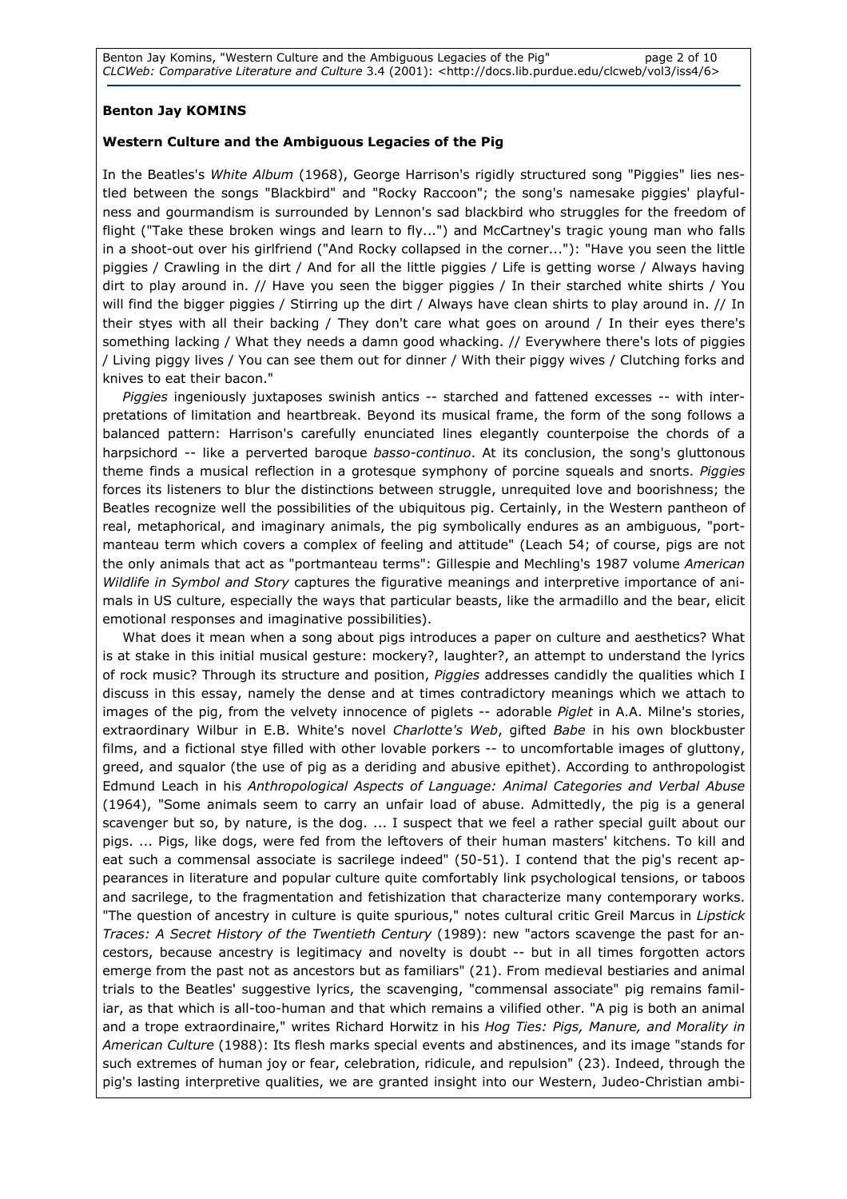**Benton Jay KOMINS**

**Western Culture and the Ambiguous Legacies of the Pig**

In the Beatles's *White Album* (1968), George Harrison's rigidly structured song "Piggies" lies nestled between the songs "Blackbird" and "Rocky Raccoon"; the song's namesake piggies' playfulness and gourmandism is surrounded by Lennon's sad blackbird who struggles for the freedom of flight ("Take these broken wings and learn to fly...") and McCartney's tragic young man who falls in a shoot-out over his girlfriend ("And Rocky collapsed in the corner..."): "Have you seen the little piggies / Crawling in the dirt / And for all the little piggies / Life is getting worse / Always having dirt to play around in. // Have you seen the bigger piggies / In their starched white shirts / You will find the bigger piggies / Stirring up the dirt / Always have clean shirts to play around in. // In their styes with all their backing / They don't care what goes on around / In their eyes there's something lacking / What they needs a damn good whacking. // Everywhere there's lots of piggies / Living piggy lives / You can see them out for dinner / With their piggy wives / Clutching forks and knives to eat their bacon."

*Piggies* ingeniously juxtaposes swinish antics -- starched and fattened excesses -- with interpretations of limitation and heartbreak. Beyond its musical frame, the form of the song follows a balanced pattern: Harrison's carefully enunciated lines elegantly counterpoise the chords of a harpsichord -- like a perverted baroque *basso-continuo*. At its conclusion, the song's gluttonous theme finds a musical reflection in a grotesque symphony of porcine squeals and snorts. *Piggies* forces its listeners to blur the distinctions between struggle, unrequited love and boorishness; the Beatles recognize well the possibilities of the ubiquitous pig. Certainly, in the Western pantheon of real, metaphorical, and imaginary animals, the pig symbolically endures as an ambiguous, "portmanteau term which covers a complex of feeling and attitude" (Leach 54; of course, pigs are not the only animals that act as "portmanteau terms": Gillespie and Mechling's 1987 volume *American Wildlife in Symbol and Story* captures the figurative meanings and interpretive importance of animals in US culture, especially the ways that particular beasts, like the armadillo and the bear, elicit emotional responses and imaginative possibilities).

What does it mean when a song about pigs introduces a paper on culture and aesthetics? What is at stake in this initial musical gesture: mockery?, laughter?, an attempt to understand the lyrics of rock music? Through its structure and position, *Piggies* addresses candidly the qualities which I discuss in this essay, namely the dense and at times contradictory meanings which we attach to images of the pig, from the velvety innocence of piglets -- adorable *Piglet* in A.A. Milne's stories, extraordinary Wilbur in E.B. White's novel *Charlotte's Web*, gifted *Babe* in his own blockbuster films, and a fictional stye filled with other lovable porkers -- to uncomfortable images of gluttony, greed, and squalor (the use of pig as a deriding and abusive epithet). According to anthropologist Edmund Leach in his *Anthropological Aspects of Language: Animal Categories and Verbal Abuse* (1964), "Some animals seem to carry an unfair load of abuse. Admittedly, the pig is a general scavenger but so, by nature, is the dog. ... I suspect that we feel a rather special guilt about our pigs. ... Pigs, like dogs, were fed from the leftovers of their human masters' kitchens. To kill and eat such a commensal associate is sacrilege indeed" (50-51). I contend that the pig's recent appearances in literature and popular culture quite comfortably link psychological tensions, or taboos and sacrilege, to the fragmentation and fetishization that characterize many contemporary works. "The question of ancestry in culture is quite spurious," notes cultural critic Greil Marcus in *Lipstick Traces: A Secret History of the Twentieth Century* (1989): new "actors scavenge the past for ancestors, because ancestry is legitimacy and novelty is doubt -- but in all times forgotten actors emerge from the past not as ancestors but as familiars" (21). From medieval bestiaries and animal trials to the Beatles' suggestive lyrics, the scavenging, "commensal associate" pig remains familiar, as that which is all-too-human and that which remains a vilified other. "A pig is both an animal and a trope extraordinaire," writes Richard Horwitz in his *Hog Ties: Pigs, Manure, and Morality in American Culture* (1988): Its flesh marks special events and abstinences, and its image "stands for such extremes of human joy or fear, celebration, ridicule, and repulsion" (23). Indeed, through the pig's lasting interpretive qualities, we are granted insight into our Western, Judeo-Christian ambi-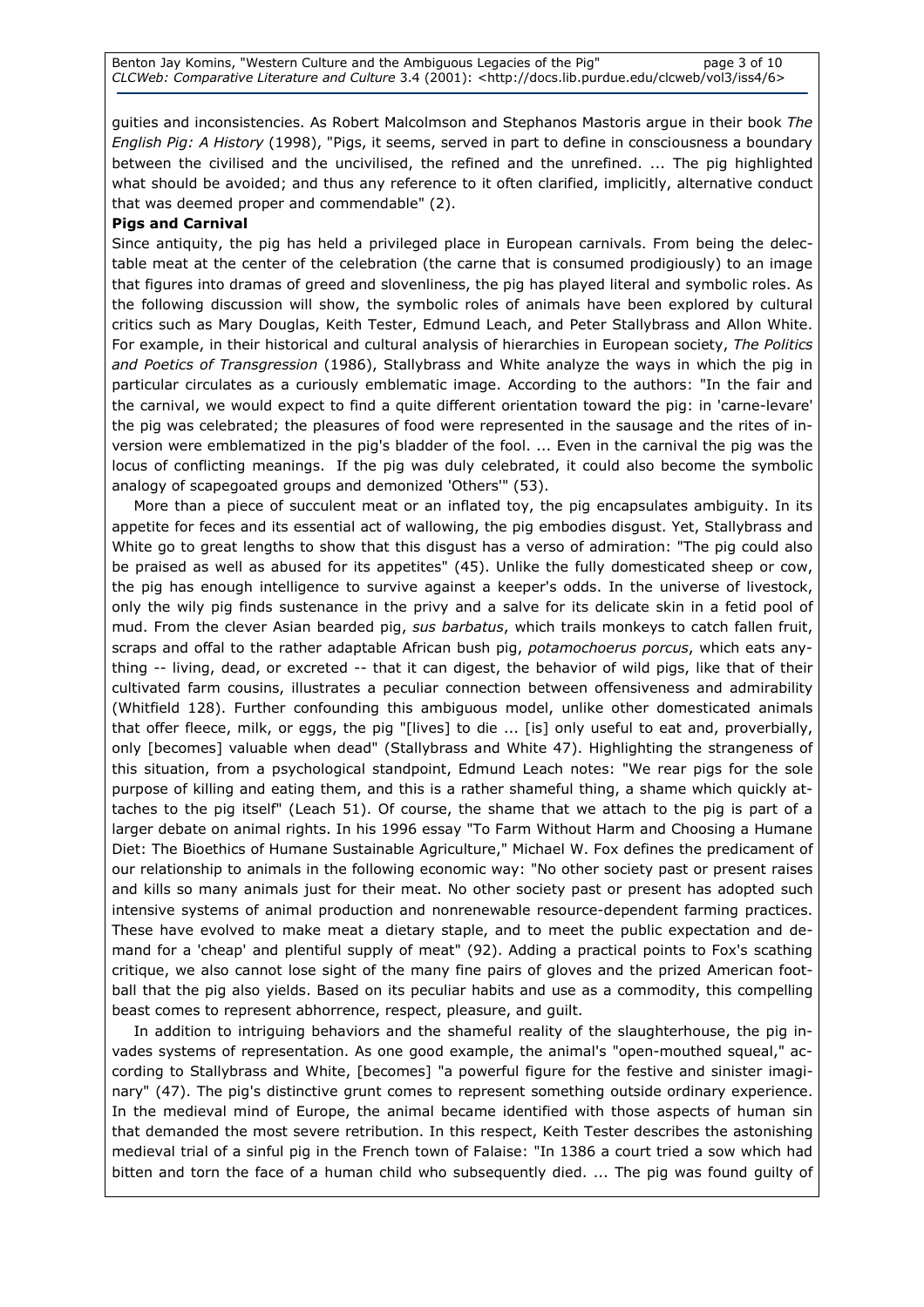guities and inconsistencies. As Robert Malcolmson and Stephanos Mastoris argue in their book *The English Pig: A History* (1998), "Pigs, it seems, served in part to define in consciousness a boundary between the civilised and the uncivilised, the refined and the unrefined. ... The pig highlighted what should be avoided; and thus any reference to it often clarified, implicitly, alternative conduct that was deemed proper and commendable" (2).

**Pigs and Carnival**

Since antiquity, the pig has held a privileged place in European carnivals. From being the delectable meat at the center of the celebration (the carne that is consumed prodigiously) to an image that figures into dramas of greed and slovenliness, the pig has played literal and symbolic roles. As the following discussion will show, the symbolic roles of animals have been explored by cultural critics such as Mary Douglas, Keith Tester, Edmund Leach, and Peter Stallybrass and Allon White. For example, in their historical and cultural analysis of hierarchies in European society, *The Politics and Poetics of Transgression* (1986), Stallybrass and White analyze the ways in which the pig in particular circulates as a curiously emblematic image. According to the authors: "In the fair and the carnival, we would expect to find a quite different orientation toward the pig: in 'carne-levare' the pig was celebrated; the pleasures of food were represented in the sausage and the rites of inversion were emblematized in the pig's bladder of the fool. ... Even in the carnival the pig was the locus of conflicting meanings. If the pig was duly celebrated, it could also become the symbolic analogy of scapegoated groups and demonized 'Others'" (53).

More than a piece of succulent meat or an inflated toy, the pig encapsulates ambiguity. In its appetite for feces and its essential act of wallowing, the pig embodies disgust. Yet, Stallybrass and White go to great lengths to show that this disgust has a verso of admiration: "The pig could also be praised as well as abused for its appetites" (45). Unlike the fully domesticated sheep or cow, the pig has enough intelligence to survive against a keeper's odds. In the universe of livestock, only the wily pig finds sustenance in the privy and a salve for its delicate skin in a fetid pool of mud. From the clever Asian bearded pig, *sus barbatus*, which trails monkeys to catch fallen fruit, scraps and offal to the rather adaptable African bush pig, *potamochoerus porcus*, which eats anything -- living, dead, or excreted -- that it can digest, the behavior of wild pigs, like that of their cultivated farm cousins, illustrates a peculiar connection between offensiveness and admirability (Whitfield 128). Further confounding this ambiguous model, unlike other domesticated animals that offer fleece, milk, or eggs, the pig "[lives] to die ... [is] only useful to eat and, proverbially, only [becomes] valuable when dead" (Stallybrass and White 47). Highlighting the strangeness of this situation, from a psychological standpoint, Edmund Leach notes: "We rear pigs for the sole purpose of killing and eating them, and this is a rather shameful thing, a shame which quickly attaches to the pig itself" (Leach 51). Of course, the shame that we attach to the pig is part of a larger debate on animal rights. In his 1996 essay "To Farm Without Harm and Choosing a Humane Diet: The Bioethics of Humane Sustainable Agriculture," Michael W. Fox defines the predicament of our relationship to animals in the following economic way: "No other society past or present raises and kills so many animals just for their meat. No other society past or present has adopted such intensive systems of animal production and nonrenewable resource-dependent farming practices. These have evolved to make meat a dietary staple, and to meet the public expectation and demand for a 'cheap' and plentiful supply of meat" (92). Adding a practical points to Fox's scathing critique, we also cannot lose sight of the many fine pairs of gloves and the prized American football that the pig also yields. Based on its peculiar habits and use as a commodity, this compelling beast comes to represent abhorrence, respect, pleasure, and guilt.

In addition to intriguing behaviors and the shameful reality of the slaughterhouse, the pig invades systems of representation. As one good example, the animal's "open-mouthed squeal," according to Stallybrass and White, [becomes] "a powerful figure for the festive and sinister imaginary" (47). The pig's distinctive grunt comes to represent something outside ordinary experience. In the medieval mind of Europe, the animal became identified with those aspects of human sin that demanded the most severe retribution. In this respect, Keith Tester describes the astonishing medieval trial of a sinful pig in the French town of Falaise: "In 1386 a court tried a sow which had bitten and torn the face of a human child who subsequently died. ... The pig was found guilty of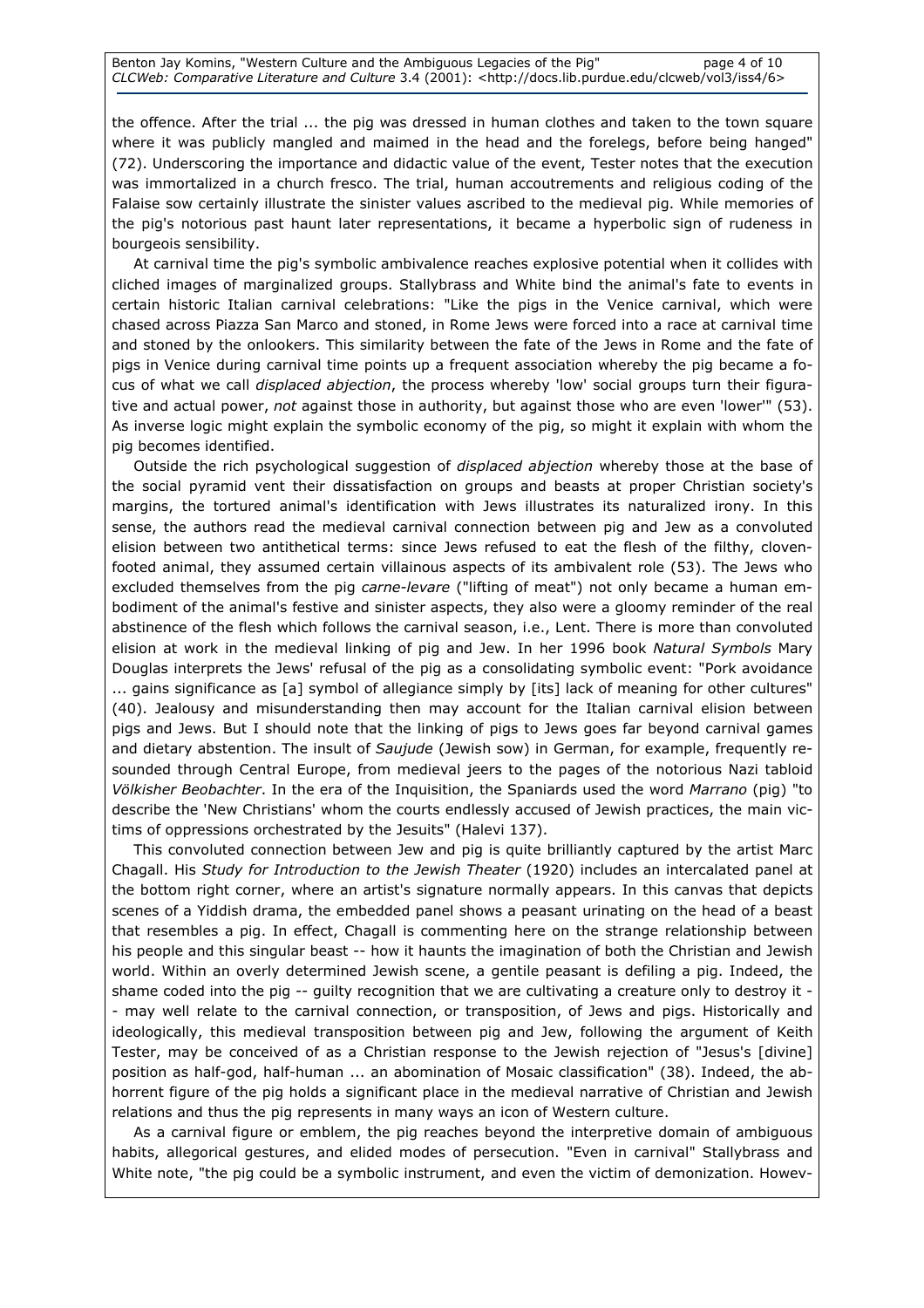the offence. After the trial ... the pig was dressed in human clothes and taken to the town square where it was publicly mangled and maimed in the head and the forelegs, before being hanged" (72). Underscoring the importance and didactic value of the event, Tester notes that the execution was immortalized in a church fresco. The trial, human accoutrements and religious coding of the Falaise sow certainly illustrate the sinister values ascribed to the medieval pig. While memories of the pig's notorious past haunt later representations, it became a hyperbolic sign of rudeness in bourgeois sensibility.

At carnival time the pig's symbolic ambivalence reaches explosive potential when it collides with cliched images of marginalized groups. Stallybrass and White bind the animal's fate to events in certain historic Italian carnival celebrations: "Like the pigs in the Venice carnival, which were chased across Piazza San Marco and stoned, in Rome Jews were forced into a race at carnival time and stoned by the onlookers. This similarity between the fate of the Jews in Rome and the fate of pigs in Venice during carnival time points up a frequent association whereby the pig became a focus of what we call *displaced abjection*, the process whereby 'low' social groups turn their figurative and actual power, *not* against those in authority, but against those who are even 'lower'" (53). As inverse logic might explain the symbolic economy of the pig, so might it explain with whom the pig becomes identified.

Outside the rich psychological suggestion of *displaced abjection* whereby those at the base of the social pyramid vent their dissatisfaction on groups and beasts at proper Christian society's margins, the tortured animal's identification with Jews illustrates its naturalized irony. In this sense, the authors read the medieval carnival connection between pig and Jew as a convoluted elision between two antithetical terms: since Jews refused to eat the flesh of the filthy, cloven-footed animal, they assumed certain villainous aspects of its ambivalent role (53). The Jews who excluded themselves from the pig *carne-levare* ("lifting of meat") not only became a human embodiment of the animal's festive and sinister aspects, they also were a gloomy reminder of the real abstinence of the flesh which follows the carnival season, i.e., Lent. There is more than convoluted elision at work in the medieval linking of pig and Jew. In her 1996 book *Natural Symbols* Mary Douglas interprets the Jews' refusal of the pig as a consolidating symbolic event: "Pork avoidance ... gains significance as [a] symbol of allegiance simply by [its] lack of meaning for other cultures" (40). Jealousy and misunderstanding then may account for the Italian carnival elision between pigs and Jews. But I should note that the linking of pigs to Jews goes far beyond carnival games and dietary abstention. The insult of *Saujude* (Jewish sow) in German, for example, frequently resounded through Central Europe, from medieval jeers to the pages of the notorious Nazi tabloid *Völkisher Beobachter*. In the era of the Inquisition, the Spaniards used the word *Marrano* (pig) "to describe the 'New Christians' whom the courts endlessly accused of Jewish practices, the main victims of oppressions orchestrated by the Jesuits" (Halevi 137).

This convoluted connection between Jew and pig is quite brilliantly captured by the artist Marc Chagall. His *Study for Introduction to the Jewish Theater* (1920) includes an intercalated panel at the bottom right corner, where an artist's signature normally appears. In this canvas that depicts scenes of a Yiddish drama, the embedded panel shows a peasant urinating on the head of a beast that resembles a pig. In effect, Chagall is commenting here on the strange relationship between his people and this singular beast -- how it haunts the imagination of both the Christian and Jewish world. Within an overly determined Jewish scene, a gentile peasant is defiling a pig. Indeed, the shame coded into the pig -- guilty recognition that we are cultivating a creature only to destroy it -- may well relate to the carnival connection, or transposition, of Jews and pigs. Historically and ideologically, this medieval transposition between pig and Jew, following the argument of Keith Tester, may be conceived of as a Christian response to the Jewish rejection of "Jesus's [divine] position as half-god, half-human ... an abomination of Mosaic classification" (38). Indeed, the abhorrent figure of the pig holds a significant place in the medieval narrative of Christian and Jewish relations and thus the pig represents in many ways an icon of Western culture.

As a carnival figure or emblem, the pig reaches beyond the interpretive domain of ambiguous habits, allegorical gestures, and elided modes of persecution. "Even in carnival" Stallybrass and White note, "the pig could be a symbolic instrument, and even the victim of demonization. Howev-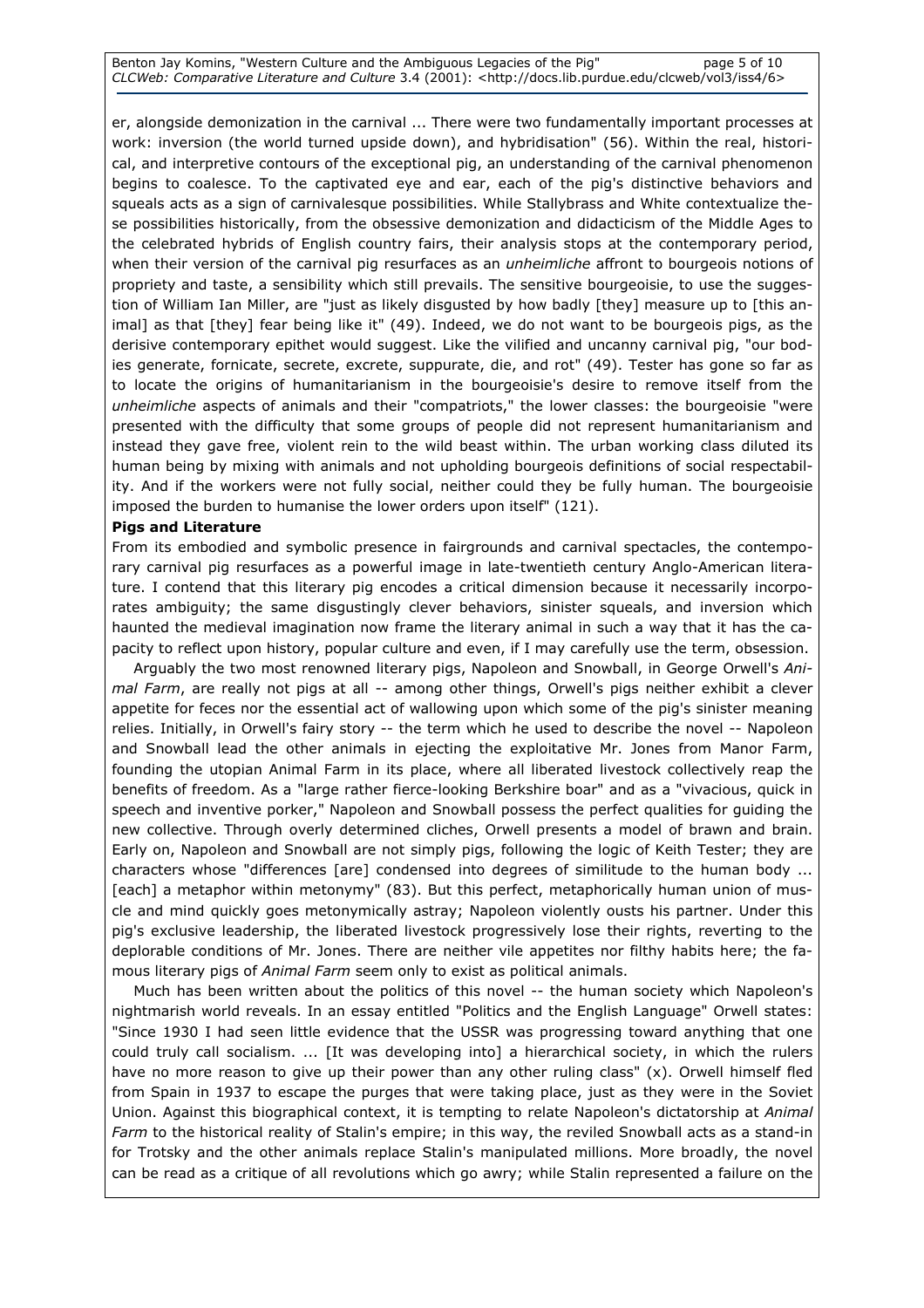er, alongside demonization in the carnival ... There were two fundamentally important processes at work: inversion (the world turned upside down), and hybridisation" (56). Within the real, historical, and interpretive contours of the exceptional pig, an understanding of the carnival phenomenon begins to coalesce. To the captivated eye and ear, each of the pig's distinctive behaviors and squeals acts as a sign of carnivalesque possibilities. While Stallybrass and White contextualize these possibilities historically, from the obsessive demonization and didacticism of the Middle Ages to the celebrated hybrids of English country fairs, their analysis stops at the contemporary period, when their version of the carnival pig resurfaces as an *unheimliche* affront to bourgeois notions of propriety and taste, a sensibility which still prevails. The sensitive bourgeoisie, to use the suggestion of William Ian Miller, are "just as likely disgusted by how badly [they] measure up to [this animal] as that [they] fear being like it" (49). Indeed, we do not want to be bourgeois pigs, as the derisive contemporary epithet would suggest. Like the vilified and uncanny carnival pig, "our bodies generate, fornicate, secrete, excrete, suppurate, die, and rot" (49). Tester has gone so far as to locate the origins of humanitarianism in the bourgeoisie's desire to remove itself from the *unheimliche* aspects of animals and their "compatriots," the lower classes: the bourgeoisie "were presented with the difficulty that some groups of people did not represent humanitarianism and instead they gave free, violent rein to the wild beast within. The urban working class diluted its human being by mixing with animals and not upholding bourgeois definitions of social respectability. And if the workers were not fully social, neither could they be fully human. The bourgeoisie imposed the burden to humanise the lower orders upon itself" (121).

**Pigs and Literature**

From its embodied and symbolic presence in fairgrounds and carnival spectacles, the contemporary carnival pig resurfaces as a powerful image in late-twentieth century Anglo-American literature. I contend that this literary pig encodes a critical dimension because it necessarily incorporates ambiguity; the same disgustingly clever behaviors, sinister squeals, and inversion which haunted the medieval imagination now frame the literary animal in such a way that it has the capacity to reflect upon history, popular culture and even, if I may carefully use the term, obsession.

Arguably the two most renowned literary pigs, Napoleon and Snowball, in George Orwell's *Animal Farm*, are really not pigs at all -- among other things, Orwell's pigs neither exhibit a clever appetite for feces nor the essential act of wallowing upon which some of the pig's sinister meaning relies. Initially, in Orwell's fairy story -- the term which he used to describe the novel -- Napoleon and Snowball lead the other animals in ejecting the exploitative Mr. Jones from Manor Farm, founding the utopian Animal Farm in its place, where all liberated livestock collectively reap the benefits of freedom. As a "large rather fierce-looking Berkshire boar" and as a "vivacious, quick in speech and inventive porker," Napoleon and Snowball possess the perfect qualities for guiding the new collective. Through overly determined cliches, Orwell presents a model of brawn and brain. Early on, Napoleon and Snowball are not simply pigs, following the logic of Keith Tester; they are characters whose "differences [are] condensed into degrees of similitude to the human body ... [each] a metaphor within metonymy" (83). But this perfect, metaphorically human union of muscle and mind quickly goes metonymically astray; Napoleon violently ousts his partner. Under this pig's exclusive leadership, the liberated livestock progressively lose their rights, reverting to the deplorable conditions of Mr. Jones. There are neither vile appetites nor filthy habits here; the famous literary pigs of *Animal Farm* seem only to exist as political animals.

Much has been written about the politics of this novel -- the human society which Napoleon's nightmarish world reveals. In an essay entitled "Politics and the English Language" Orwell states: "Since 1930 I had seen little evidence that the USSR was progressing toward anything that one could truly call socialism. ... [It was developing into] a hierarchical society, in which the rulers have no more reason to give up their power than any other ruling class" (x). Orwell himself fled from Spain in 1937 to escape the purges that were taking place, just as they were in the Soviet Union. Against this biographical context, it is tempting to relate Napoleon's dictatorship at *Animal Farm* to the historical reality of Stalin's empire; in this way, the reviled Snowball acts as a stand-in for Trotsky and the other animals replace Stalin's manipulated millions. More broadly, the novel can be read as a critique of all revolutions which go awry; while Stalin represented a failure on the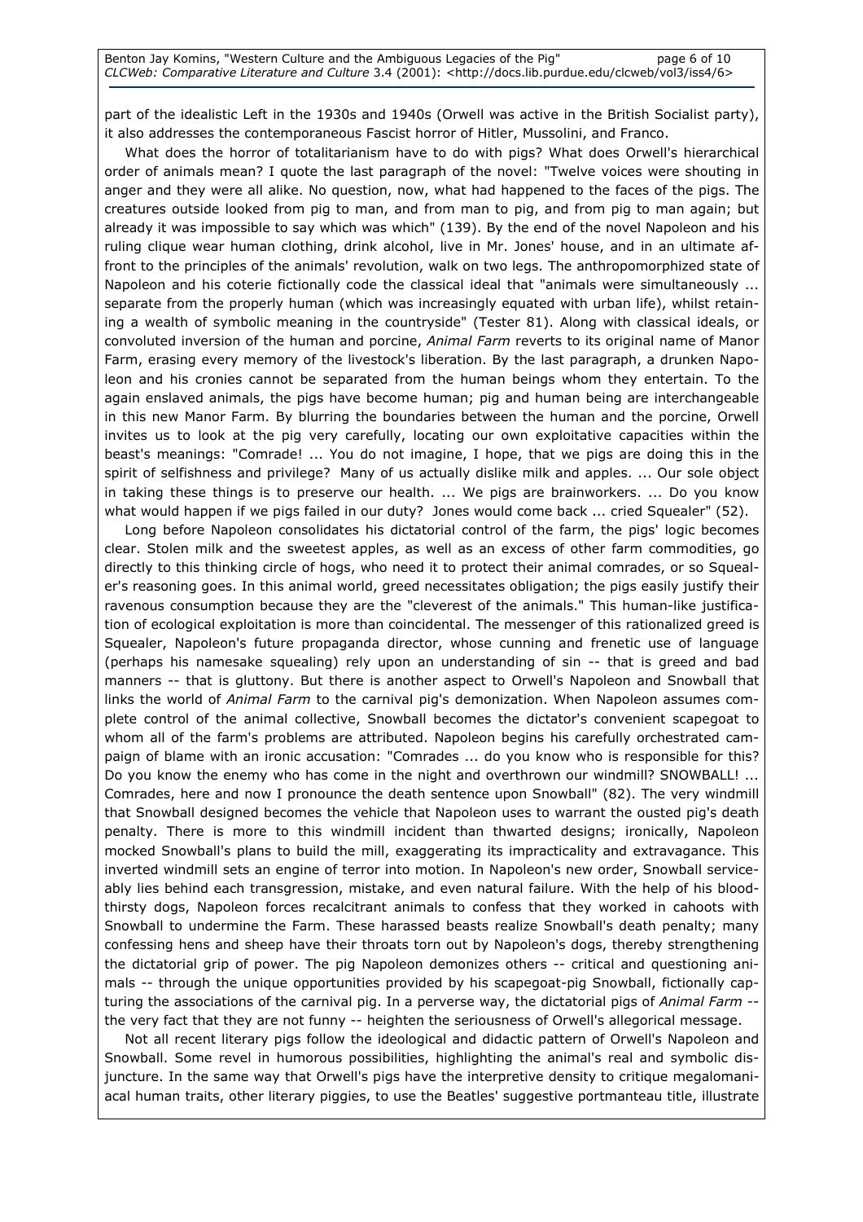part of the idealistic Left in the 1930s and 1940s (Orwell was active in the British Socialist party), it also addresses the contemporaneous Fascist horror of Hitler, Mussolini, and Franco.

What does the horror of totalitarianism have to do with pigs? What does Orwell's hierarchical order of animals mean? I quote the last paragraph of the novel: "Twelve voices were shouting in anger and they were all alike. No question, now, what had happened to the faces of the pigs. The creatures outside looked from pig to man, and from man to pig, and from pig to man again; but already it was impossible to say which was which" (139). By the end of the novel Napoleon and his ruling clique wear human clothing, drink alcohol, live in Mr. Jones' house, and in an ultimate affront to the principles of the animals' revolution, walk on two legs. The anthropomorphized state of Napoleon and his coterie fictionally code the classical ideal that "animals were simultaneously ... separate from the properly human (which was increasingly equated with urban life), whilst retaining a wealth of symbolic meaning in the countryside" (Tester 81). Along with classical ideals, or convoluted inversion of the human and porcine, *Animal Farm* reverts to its original name of Manor Farm, erasing every memory of the livestock's liberation. By the last paragraph, a drunken Napoleon and his cronies cannot be separated from the human beings whom they entertain. To the again enslaved animals, the pigs have become human; pig and human being are interchangeable in this new Manor Farm. By blurring the boundaries between the human and the porcine, Orwell invites us to look at the pig very carefully, locating our own exploitative capacities within the beast's meanings: "Comrade! ... You do not imagine, I hope, that we pigs are doing this in the spirit of selfishness and privilege? Many of us actually dislike milk and apples. ... Our sole object in taking these things is to preserve our health. ... We pigs are brainworkers. ... Do you know what would happen if we pigs failed in our duty? Jones would come back ... cried Squealer" (52).

Long before Napoleon consolidates his dictatorial control of the farm, the pigs' logic becomes clear. Stolen milk and the sweetest apples, as well as an excess of other farm commodities, go directly to this thinking circle of hogs, who need it to protect their animal comrades, or so Squealer's reasoning goes. In this animal world, greed necessitates obligation; the pigs easily justify their ravenous consumption because they are the "cleverest of the animals." This human-like justification of ecological exploitation is more than coincidental. The messenger of this rationalized greed is Squealer, Napoleon's future propaganda director, whose cunning and frenetic use of language (perhaps his namesake squealing) rely upon an understanding of sin -- that is greed and bad manners -- that is gluttony. But there is another aspect to Orwell's Napoleon and Snowball that links the world of *Animal Farm* to the carnival pig's demonization. When Napoleon assumes complete control of the animal collective, Snowball becomes the dictator's convenient scapegoat to whom all of the farm's problems are attributed. Napoleon begins his carefully orchestrated campaign of blame with an ironic accusation: "Comrades ... do you know who is responsible for this? Do you know the enemy who has come in the night and overthrown our windmill? SNOWBALL! ... Comrades, here and now I pronounce the death sentence upon Snowball" (82). The very windmill that Snowball designed becomes the vehicle that Napoleon uses to warrant the ousted pig's death penalty. There is more to this windmill incident than thwarted designs; ironically, Napoleon mocked Snowball's plans to build the mill, exaggerating its impracticality and extravagance. This inverted windmill sets an engine of terror into motion. In Napoleon's new order, Snowball serviceably lies behind each transgression, mistake, and even natural failure. With the help of his bloodthirsty dogs, Napoleon forces recalcitrant animals to confess that they worked in cahoots with Snowball to undermine the Farm. These harassed beasts realize Snowball's death penalty; many confessing hens and sheep have their throats torn out by Napoleon's dogs, thereby strengthening the dictatorial grip of power. The pig Napoleon demonizes others -- critical and questioning animals -- through the unique opportunities provided by his scapegoat-pig Snowball, fictionally capturing the associations of the carnival pig. In a perverse way, the dictatorial pigs of *Animal Farm* -- the very fact that they are not funny -- heighten the seriousness of Orwell's allegorical message.

Not all recent literary pigs follow the ideological and didactic pattern of Orwell's Napoleon and Snowball. Some revel in humorous possibilities, highlighting the animal's real and symbolic disjuncture. In the same way that Orwell's pigs have the interpretive density to critique megalomaniacal human traits, other literary piggies, to use the Beatles' suggestive portmanteau title, illustrate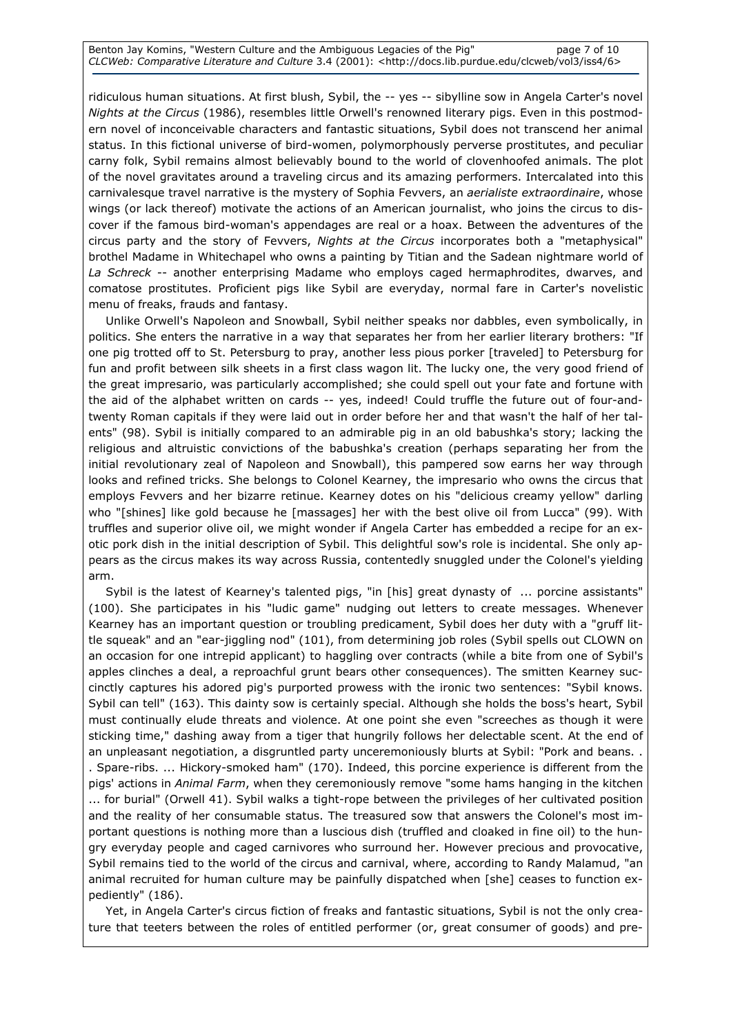ridiculous human situations. At first blush, Sybil, the -- yes -- sibylline sow in Angela Carter's novel *Nights at the Circus* (1986), resembles little Orwell's renowned literary pigs. Even in this postmodern novel of inconceivable characters and fantastic situations, Sybil does not transcend her animal status. In this fictional universe of bird-women, polymorphously perverse prostitutes, and peculiar carny folk, Sybil remains almost believably bound to the world of clovenhoofed animals. The plot of the novel gravitates around a traveling circus and its amazing performers. Intercalated into this carnivalesque travel narrative is the mystery of Sophia Fevvers, an *aerialiste extraordinaire*, whose wings (or lack thereof) motivate the actions of an American journalist, who joins the circus to discover if the famous bird-woman's appendages are real or a hoax. Between the adventures of the circus party and the story of Fevvers, *Nights at the Circus* incorporates both a "metaphysical" brothel Madame in Whitechapel who owns a painting by Titian and the Sadean nightmare world of *La Schreck* -- another enterprising Madame who employs caged hermaphrodites, dwarves, and comatose prostitutes. Proficient pigs like Sybil are everyday, normal fare in Carter's novelistic menu of freaks, frauds and fantasy.

Unlike Orwell's Napoleon and Snowball, Sybil neither speaks nor dabbles, even symbolically, in politics. She enters the narrative in a way that separates her from her earlier literary brothers: "If one pig trotted off to St. Petersburg to pray, another less pious porker [traveled] to Petersburg for fun and profit between silk sheets in a first class wagon lit. The lucky one, the very good friend of the great impresario, was particularly accomplished; she could spell out your fate and fortune with the aid of the alphabet written on cards -- yes, indeed! Could truffle the future out of four-and-twenty Roman capitals if they were laid out in order before her and that wasn't the half of her talents" (98). Sybil is initially compared to an admirable pig in an old babushka's story; lacking the religious and altruistic convictions of the babushka's creation (perhaps separating her from the initial revolutionary zeal of Napoleon and Snowball), this pampered sow earns her way through looks and refined tricks. She belongs to Colonel Kearney, the impresario who owns the circus that employs Fevvers and her bizarre retinue. Kearney dotes on his "delicious creamy yellow" darling who "[shines] like gold because he [massages] her with the best olive oil from Lucca" (99). With truffles and superior olive oil, we might wonder if Angela Carter has embedded a recipe for an exotic pork dish in the initial description of Sybil. This delightful sow's role is incidental. She only appears as the circus makes its way across Russia, contentedly snuggled under the Colonel's yielding arm.

Sybil is the latest of Kearney's talented pigs, "in [his] great dynasty of ... porcine assistants" (100). She participates in his "ludic game" nudging out letters to create messages. Whenever Kearney has an important question or troubling predicament, Sybil does her duty with a "gruff little squeak" and an "ear-jiggling nod" (101), from determining job roles (Sybil spells out CLOWN on an occasion for one intrepid applicant) to haggling over contracts (while a bite from one of Sybil's apples clinches a deal, a reproachful grunt bears other consequences). The smitten Kearney succinctly captures his adored pig's purported prowess with the ironic two sentences: "Sybil knows. Sybil can tell" (163). This dainty sow is certainly special. Although she holds the boss's heart, Sybil must continually elude threats and violence. At one point she even "screeches as though it were sticking time," dashing away from a tiger that hungrily follows her delectable scent. At the end of an unpleasant negotiation, a disgruntled party unceremoniously blurts at Sybil: "Pork and beans. . . Spare-ribs. ... Hickory-smoked ham" (170). Indeed, this porcine experience is different from the pigs' actions in *Animal Farm*, when they ceremoniously remove "some hams hanging in the kitchen ... for burial" (Orwell 41). Sybil walks a tight-rope between the privileges of her cultivated position and the reality of her consumable status. The treasured sow that answers the Colonel's most important questions is nothing more than a luscious dish (truffled and cloaked in fine oil) to the hungry everyday people and caged carnivores who surround her. However precious and provocative, Sybil remains tied to the world of the circus and carnival, where, according to Randy Malamud, "an animal recruited for human culture may be painfully dispatched when [she] ceases to function expediently" (186).

Yet, in Angela Carter's circus fiction of freaks and fantastic situations, Sybil is not the only creature that teeters between the roles of entitled performer (or, great consumer of goods) and pre-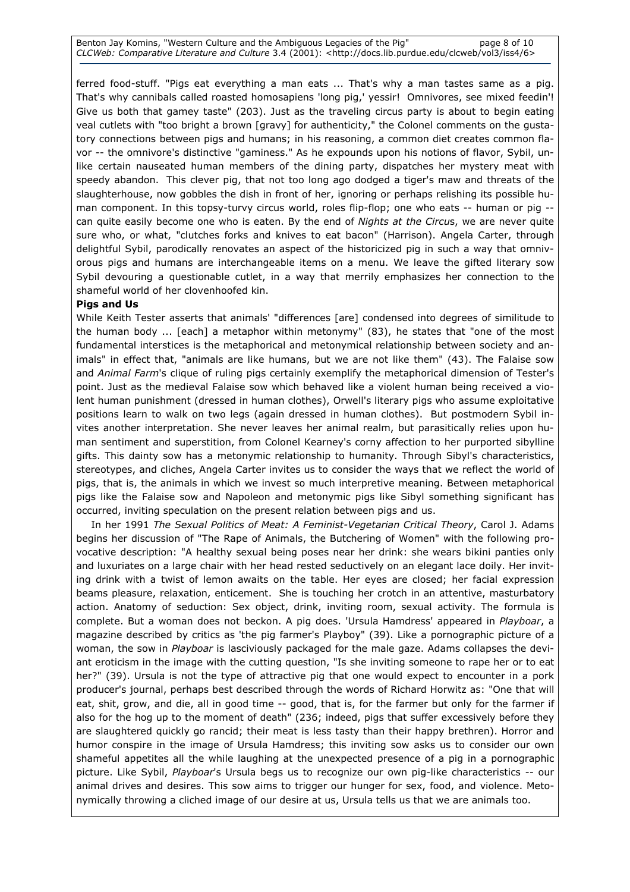ferred food-stuff. "Pigs eat everything a man eats ... That's why a man tastes same as a pig. That's why cannibals called roasted homosapiens 'long pig,' yessir! Omnivores, see mixed feedin'! Give us both that gamey taste" (203). Just as the traveling circus party is about to begin eating veal cutlets with "too bright a brown [gravy] for authenticity," the Colonel comments on the gustatory connections between pigs and humans; in his reasoning, a common diet creates common flavor -- the omnivore's distinctive "gaminess." As he expounds upon his notions of flavor, Sybil, unlike certain nauseated human members of the dining party, dispatches her mystery meat with speedy abandon. This clever pig, that not too long ago dodged a tiger's maw and threats of the slaughterhouse, now gobbles the dish in front of her, ignoring or perhaps relishing its possible human component. In this topsy-turvy circus world, roles flip-flop; one who eats -- human or pig -- can quite easily become one who is eaten. By the end of *Nights at the Circus*, we are never quite sure who, or what, "clutches forks and knives to eat bacon" (Harrison). Angela Carter, through delightful Sybil, parodically renovates an aspect of the historicized pig in such a way that omnivorous pigs and humans are interchangeable items on a menu. We leave the gifted literary sow Sybil devouring a questionable cutlet, in a way that merrily emphasizes her connection to the shameful world of her clovenhoofed kin.

**Pigs and Us**

While Keith Tester asserts that animals' "differences [are] condensed into degrees of similitude to the human body ... [each] a metaphor within metonymy" (83), he states that "one of the most fundamental interstices is the metaphorical and metonymical relationship between society and animals" in effect that, "animals are like humans, but we are not like them" (43). The Falaise sow and *Animal Farm*'s clique of ruling pigs certainly exemplify the metaphorical dimension of Tester's point. Just as the medieval Falaise sow which behaved like a violent human being received a violent human punishment (dressed in human clothes), Orwell's literary pigs who assume exploitative positions learn to walk on two legs (again dressed in human clothes). But postmodern Sybil invites another interpretation. She never leaves her animal realm, but parasitically relies upon human sentiment and superstition, from Colonel Kearney's corny affection to her purported sibylline gifts. This dainty sow has a metonymic relationship to humanity. Through Sibyl's characteristics, stereotypes, and cliches, Angela Carter invites us to consider the ways that we reflect the world of pigs, that is, the animals in which we invest so much interpretive meaning. Between metaphorical pigs like the Falaise sow and Napoleon and metonymic pigs like Sibyl something significant has occurred, inviting speculation on the present relation between pigs and us.

In her 1991 *The Sexual Politics of Meat: A Feminist-Vegetarian Critical Theory*, Carol J. Adams begins her discussion of "The Rape of Animals, the Butchering of Women" with the following provocative description: "A healthy sexual being poses near her drink: she wears bikini panties only and luxuriates on a large chair with her head rested seductively on an elegant lace doily. Her inviting drink with a twist of lemon awaits on the table. Her eyes are closed; her facial expression beams pleasure, relaxation, enticement. She is touching her crotch in an attentive, masturbatory action. Anatomy of seduction: Sex object, drink, inviting room, sexual activity. The formula is complete. But a woman does not beckon. A pig does. 'Ursula Hamdress' appeared in *Playboar*, a magazine described by critics as 'the pig farmer's Playboy" (39). Like a pornographic picture of a woman, the sow in *Playboar* is lasciviously packaged for the male gaze. Adams collapses the deviant eroticism in the image with the cutting question, "Is she inviting someone to rape her or to eat her?" (39). Ursula is not the type of attractive pig that one would expect to encounter in a pork producer's journal, perhaps best described through the words of Richard Horwitz as: "One that will eat, shit, grow, and die, all in good time -- good, that is, for the farmer but only for the farmer if also for the hog up to the moment of death" (236; indeed, pigs that suffer excessively before they are slaughtered quickly go rancid; their meat is less tasty than their happy brethren). Horror and humor conspire in the image of Ursula Hamdress; this inviting sow asks us to consider our own shameful appetites all the while laughing at the unexpected presence of a pig in a pornographic picture. Like Sybil, *Playboar*'s Ursula begs us to recognize our own pig-like characteristics -- our animal drives and desires. This sow aims to trigger our hunger for sex, food, and violence. Metonymically throwing a cliched image of our desire at us, Ursula tells us that we are animals too.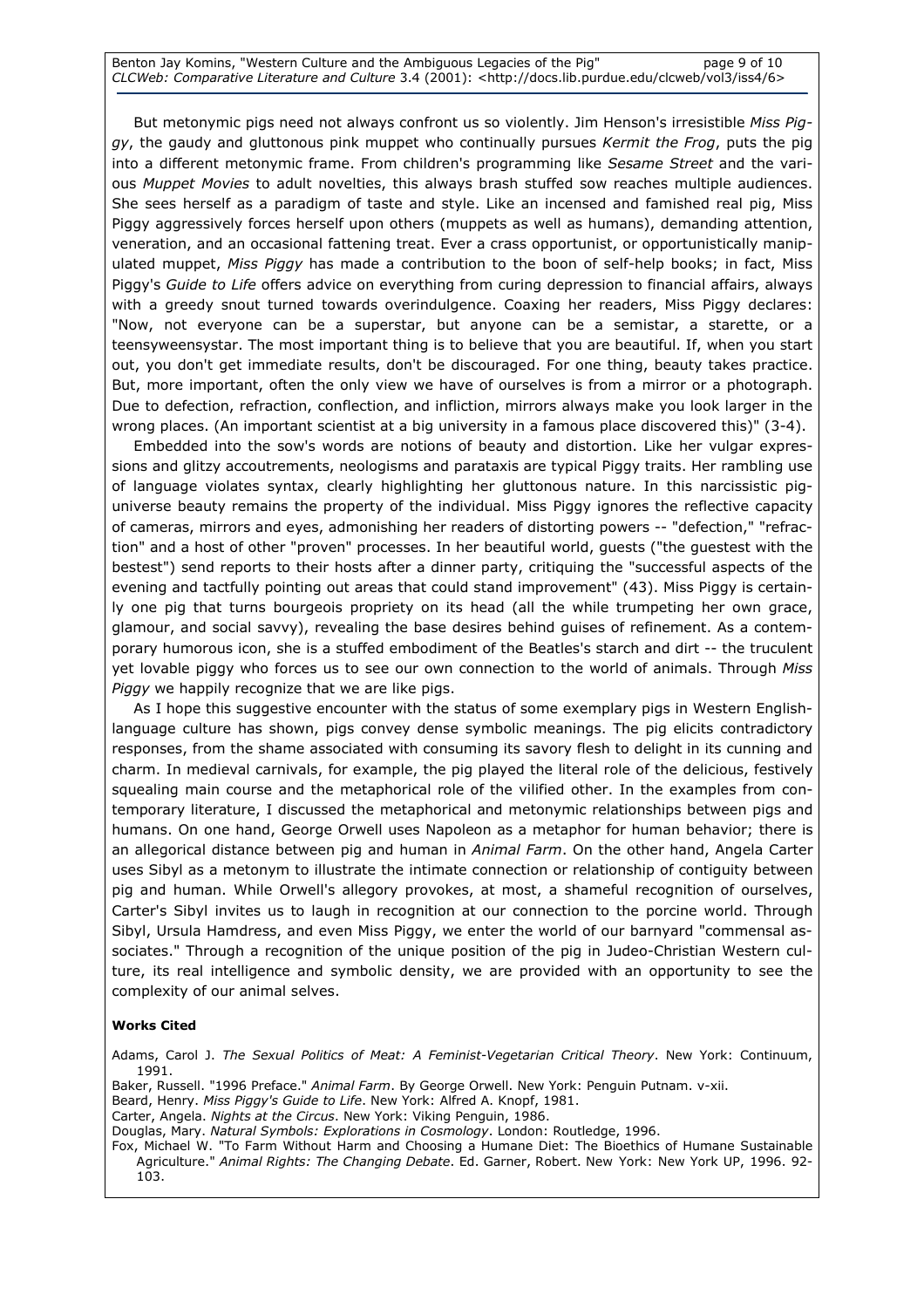But metonymic pigs need not always confront us so violently. Jim Henson's irresistible *Miss Piggy*, the gaudy and gluttonous pink muppet who continually pursues *Kermit the Frog*, puts the pig into a different metonymic frame. From children's programming like *Sesame Street* and the various *Muppet Movies* to adult novelties, this always brash stuffed sow reaches multiple audiences. She sees herself as a paradigm of taste and style. Like an incensed and famished real pig, Miss Piggy aggressively forces herself upon others (muppets as well as humans), demanding attention, veneration, and an occasional fattening treat. Ever a crass opportunist, or opportunistically manipulated muppet, *Miss Piggy* has made a contribution to the boon of self-help books; in fact, Miss Piggy's *Guide to Life* offers advice on everything from curing depression to financial affairs, always with a greedy snout turned towards overindulgence. Coaxing her readers, Miss Piggy declares: "Now, not everyone can be a superstar, but anyone can be a semistar, a starette, or a teensyweensystar. The most important thing is to believe that you are beautiful. If, when you start out, you don't get immediate results, don't be discouraged. For one thing, beauty takes practice. But, more important, often the only view we have of ourselves is from a mirror or a photograph. Due to defection, refraction, conflection, and infliction, mirrors always make you look larger in the wrong places. (An important scientist at a big university in a famous place discovered this)" (3-4).

Embedded into the sow's words are notions of beauty and distortion. Like her vulgar expressions and glitzy accoutrements, neologisms and parataxis are typical Piggy traits. Her rambling use of language violates syntax, clearly highlighting her gluttonous nature. In this narcissistic pig-universe beauty remains the property of the individual. Miss Piggy ignores the reflective capacity of cameras, mirrors and eyes, admonishing her readers of distorting powers -- "defection," "refraction" and a host of other "proven" processes. In her beautiful world, guests ("the guestest with the bestest") send reports to their hosts after a dinner party, critiquing the "successful aspects of the evening and tactfully pointing out areas that could stand improvement" (43). Miss Piggy is certainly one pig that turns bourgeois propriety on its head (all the while trumpeting her own grace, glamour, and social savvy), revealing the base desires behind guises of refinement. As a contemporary humorous icon, she is a stuffed embodiment of the Beatles's starch and dirt -- the truculent yet lovable piggy who forces us to see our own connection to the world of animals. Through *Miss Piggy* we happily recognize that we are like pigs.

As I hope this suggestive encounter with the status of some exemplary pigs in Western English-language culture has shown, pigs convey dense symbolic meanings. The pig elicits contradictory responses, from the shame associated with consuming its savory flesh to delight in its cunning and charm. In medieval carnivals, for example, the pig played the literal role of the delicious, festively squealing main course and the metaphorical role of the vilified other. In the examples from contemporary literature, I discussed the metaphorical and metonymic relationships between pigs and humans. On one hand, George Orwell uses Napoleon as a metaphor for human behavior; there is an allegorical distance between pig and human in *Animal Farm*. On the other hand, Angela Carter uses Sibyl as a metonym to illustrate the intimate connection or relationship of contiguity between pig and human. While Orwell's allegory provokes, at most, a shameful recognition of ourselves, Carter's Sibyl invites us to laugh in recognition at our connection to the porcine world. Through Sibyl, Ursula Hamdress, and even Miss Piggy, we enter the world of our barnyard "commensal associates." Through a recognition of the unique position of the pig in Judeo-Christian Western culture, its real intelligence and symbolic density, we are provided with an opportunity to see the complexity of our animal selves.

**Works Cited**

Adams, Carol J. *The Sexual Politics of Meat: A Feminist-Vegetarian Critical Theory*. New York: Continuum, 1991.

Baker, Russell. "1996 Preface." *Animal Farm*. By George Orwell. New York: Penguin Putnam. v-xii.

Beard, Henry. *Miss Piggy's Guide to Life*. New York: Alfred A. Knopf, 1981.

Carter, Angela. *Nights at the Circus*. New York: Viking Penguin, 1986.

Douglas, Mary. *Natural Symbols: Explorations in Cosmology*. London: Routledge, 1996.

Fox, Michael W. "To Farm Without Harm and Choosing a Humane Diet: The Bioethics of Humane Sustainable Agriculture." *Animal Rights: The Changing Debate*. Ed. Garner, Robert. New York: New York UP, 1996. 92-103.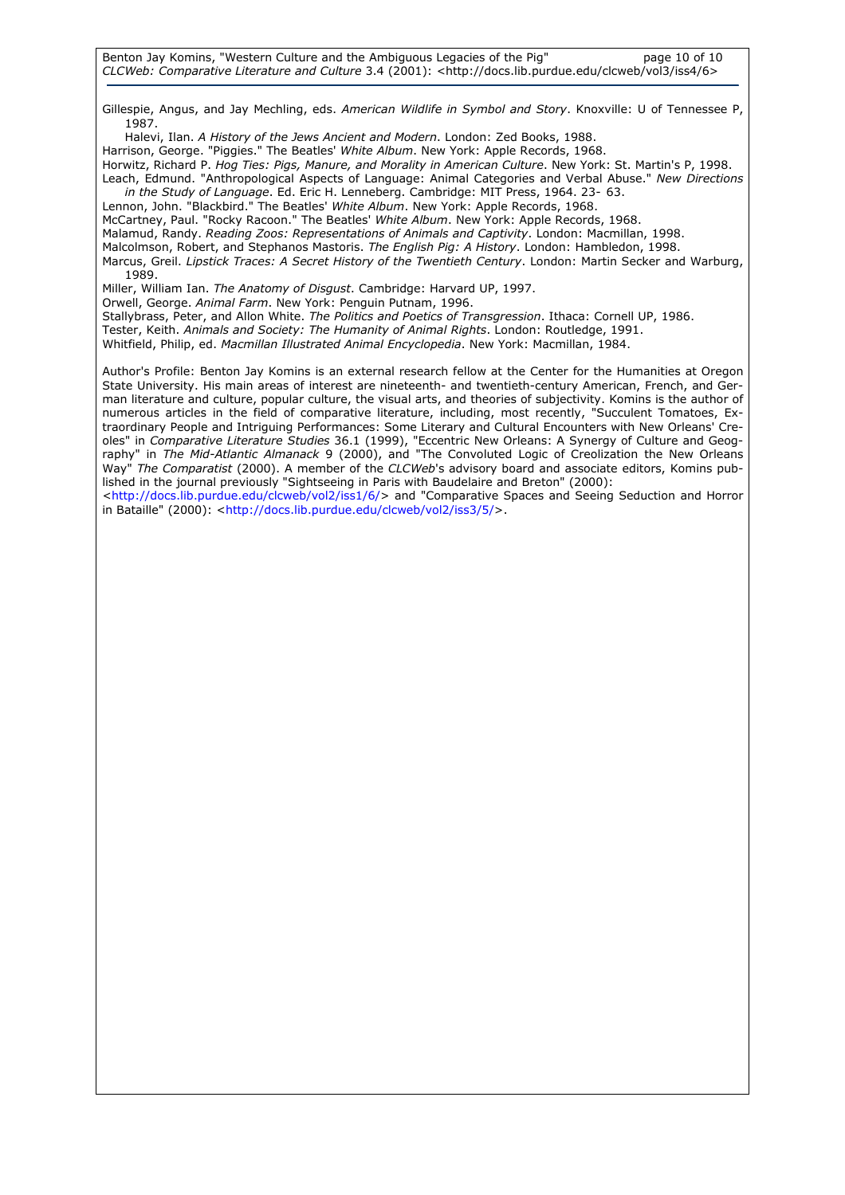Gillespie, Angus, and Jay Mechling, eds. *American Wildlife in Symbol and Story*. Knoxville: U of Tennessee P, 1987.

Halevi, Ilan. *A History of the Jews Ancient and Modern*. London: Zed Books, 1988.

Harrison, George. "Piggies." The Beatles' *White Album*. New York: Apple Records, 1968.

Horwitz, Richard P. *Hog Ties: Pigs, Manure, and Morality in American Culture*. New York: St. Martin's P, 1998.

Leach, Edmund. "Anthropological Aspects of Language: Animal Categories and Verbal Abuse." *New Directions in the Study of Language*. Ed. Eric H. Lenneberg. Cambridge: MIT Press, 1964. 23- 63.

Lennon, John. "Blackbird." The Beatles' *White Album*. New York: Apple Records, 1968.

McCartney, Paul. "Rocky Racoon." The Beatles' *White Album*. New York: Apple Records, 1968.

Malamud, Randy. *Reading Zoos: Representations of Animals and Captivity*. London: Macmillan, 1998.

Malcolmson, Robert, and Stephanos Mastoris. *The English Pig: A History*. London: Hambledon, 1998.

Marcus, Greil. *Lipstick Traces: A Secret History of the Twentieth Century*. London: Martin Secker and Warburg, 1989.

Miller, William Ian. *The Anatomy of Disgust*. Cambridge: Harvard UP, 1997.

Orwell, George. *Animal Farm*. New York: Penguin Putnam, 1996.

Stallybrass, Peter, and Allon White. *The Politics and Poetics of Transgression*. Ithaca: Cornell UP, 1986.

Tester, Keith. *Animals and Society: The Humanity of Animal Rights*. London: Routledge, 1991.

Whitfield, Philip, ed. *Macmillan Illustrated Animal Encyclopedia*. New York: Macmillan, 1984.

Author's Profile: Benton Jay Komins is an external research fellow at the Center for the Humanities at Oregon State University. His main areas of interest are nineteenth- and twentieth-century American, French, and German literature and culture, popular culture, the visual arts, and theories of subjectivity. Komins is the author of numerous articles in the field of comparative literature, including, most recently, "Succulent Tomatoes, Extraordinary People and Intriguing Performances: Some Literary and Cultural Encounters with New Orleans' Creoles" in *Comparative Literature Studies* 36.1 (1999), "Eccentric New Orleans: A Synergy of Culture and Geography" in *The Mid-Atlantic Almanack* 9 (2000), and "The Convoluted Logic of Creolization the New Orleans Way" *The Comparatist* (2000). A member of the *CLCWeb*'s advisory board and associate editors, Komins published in the journal previously "Sightseeing in Paris with Baudelaire and Breton" (2000): <http://docs.lib.purdue.edu/clcweb/vol2/iss1/6/> and "Comparative Spaces and Seeing Seduction and Horror in Bataille" (2000): <http://docs.lib.purdue.edu/clcweb/vol2/iss3/5/>.